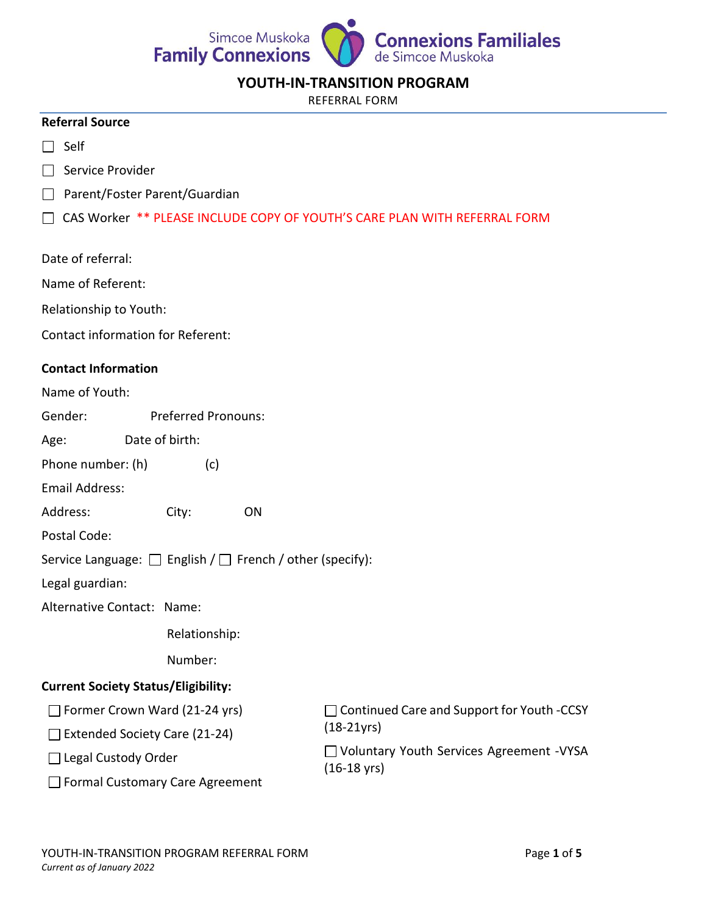Simcoe Muskoka **Family Connexions** — **Connexions Familiales** de Simcoe Muskoka

# YOUTH-IN-TRANSITION PROGRAM

REFERRAL FORM

**Referral Source**

☐ Self

☐ Service Provider

☐ Parent/Foster Parent/Guardian

☐ CAS Worker ** PLEASE INCLUDE COPY OF YOUTH'S CARE PLAN WITH REFERRAL FORM

Date of referral:

Name of Referent:

Relationship to Youth:

Contact information for Referent:

**Contact Information**

Name of Youth:

Gender: Preferred Pronouns:

Age: Date of birth:

Phone number: (h) (c)

Email Address:

Address: City: ON

Postal Code:

Service Language: ☐ English / ☐ French / other (specify):

Legal guardian:

Alternative Contact: Name:

Relationship:

Number:

**Current Society Status/Eligibility:**

☐ Former Crown Ward (21-24 yrs)

☐ Extended Society Care (21-24)

☐ Legal Custody Order

☐ Formal Customary Care Agreement

☐ Continued Care and Support for Youth -CCSY (18-21yrs)

☐ Voluntary Youth Services Agreement -VYSA (16-18 yrs)

YOUTH-IN-TRANSITION PROGRAM REFERRAL FORM

*Current as of January 2022*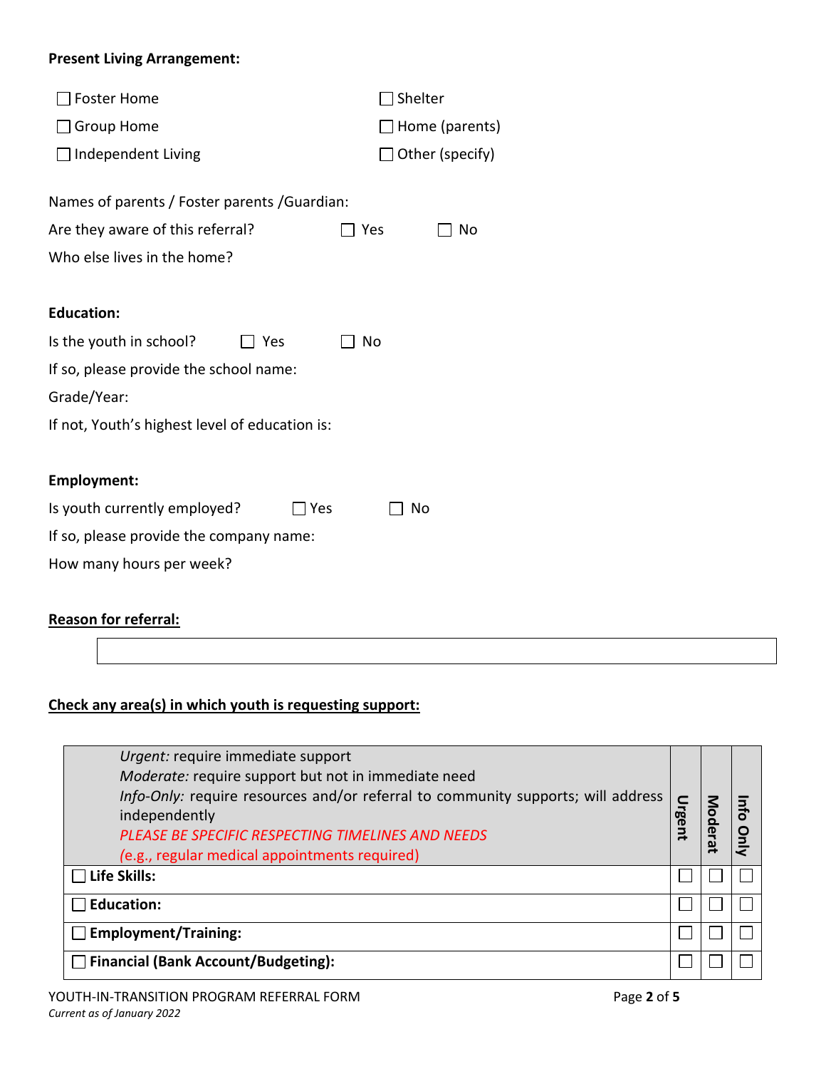**Present Living Arrangement:**

☐ Foster Home ☐ Shelter

☐ Group Home ☐ Home (parents)

☐ Independent Living ☐ Other (specify)

Names of parents / Foster parents /Guardian:

Are they aware of this referral? ☐ Yes ☐ No

Who else lives in the home?

**Education:**

Is the youth in school? ☐ Yes ☐ No

If so, please provide the school name:

Grade/Year:

If not, Youth's highest level of education is:

**Employment:**

Is youth currently employed? ☐ Yes ☐ No

If so, please provide the company name:

How many hours per week?

**Reason for referral:**

**Check any area(s) in which youth is requesting support:**

| *Urgent:* require immediate support<br>*Moderate:* require support but not in immediate need<br>*Info-Only:* require resources and/or referral to community supports; will address independently<br>*PLEASE BE SPECIFIC RESPECTING TIMELINES AND NEEDS*<br>(e.g., regular medical appointments required) | Urgent | Moderat | Info Only |
|---|---|---|---|
| ☐ **Life Skills:** | ☐ | ☐ | ☐ |
| ☐ **Education:** | ☐ | ☐ | ☐ |
| ☐ **Employment/Training:** | ☐ | ☐ | ☐ |
| ☐ **Financial (Bank Account/Budgeting):** | ☐ | ☐ | ☐ |

YOUTH-IN-TRANSITION PROGRAM REFERRAL FORM
*Current as of January 2022*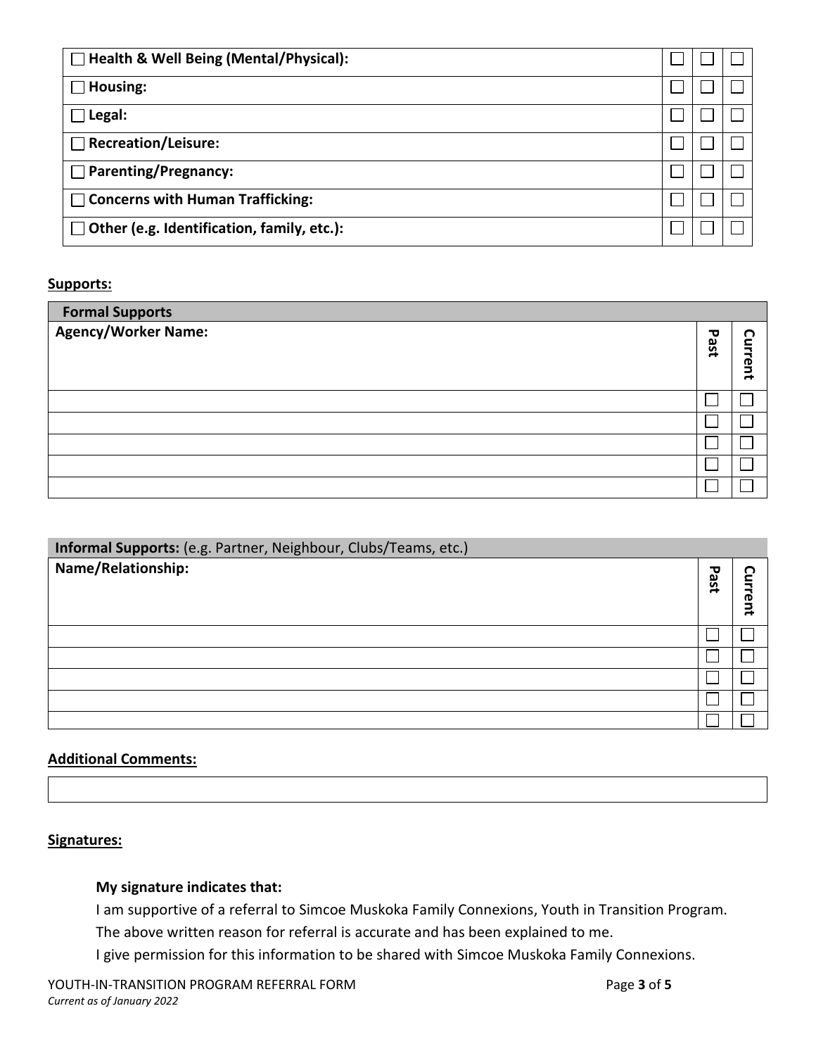| ☐ **Health & Well Being (Mental/Physical):** | ☐ | ☐ | ☐ |
|---|---|---|---|
| ☐ **Housing:** | ☐ | ☐ | ☐ |
| ☐ **Legal:** | ☐ | ☐ | ☐ |
| ☐ **Recreation/Leisure:** | ☐ | ☐ | ☐ |
| ☐ **Parenting/Pregnancy:** | ☐ | ☐ | ☐ |
| ☐ **Concerns with Human Trafficking:** | ☐ | ☐ | ☐ |
| ☐ **Other (e.g. Identification, family, etc.):** | ☐ | ☐ | ☐ |

**Supports:**

| **Formal Supports** | | |
|---|---|---|
| **Agency/Worker Name:** | **Past** | **Current** |
| | ☐ | ☐ |
| | ☐ | ☐ |
| | ☐ | ☐ |
| | ☐ | ☐ |
| | ☐ | ☐ |

| **Informal Supports:** (e.g. Partner, Neighbour, Clubs/Teams, etc.) | | |
|---|---|---|
| **Name/Relationship:** | **Past** | **Current** |
| | ☐ | ☐ |
| | ☐ | ☐ |
| | ☐ | ☐ |
| | ☐ | ☐ |
| | ☐ | ☐ |

**Additional Comments:**

| |
|---|
| |

**Signatures:**

**My signature indicates that:**

I am supportive of a referral to Simcoe Muskoka Family Connexions, Youth in Transition Program.
The above written reason for referral is accurate and has been explained to me.
I give permission for this information to be shared with Simcoe Muskoka Family Connexions.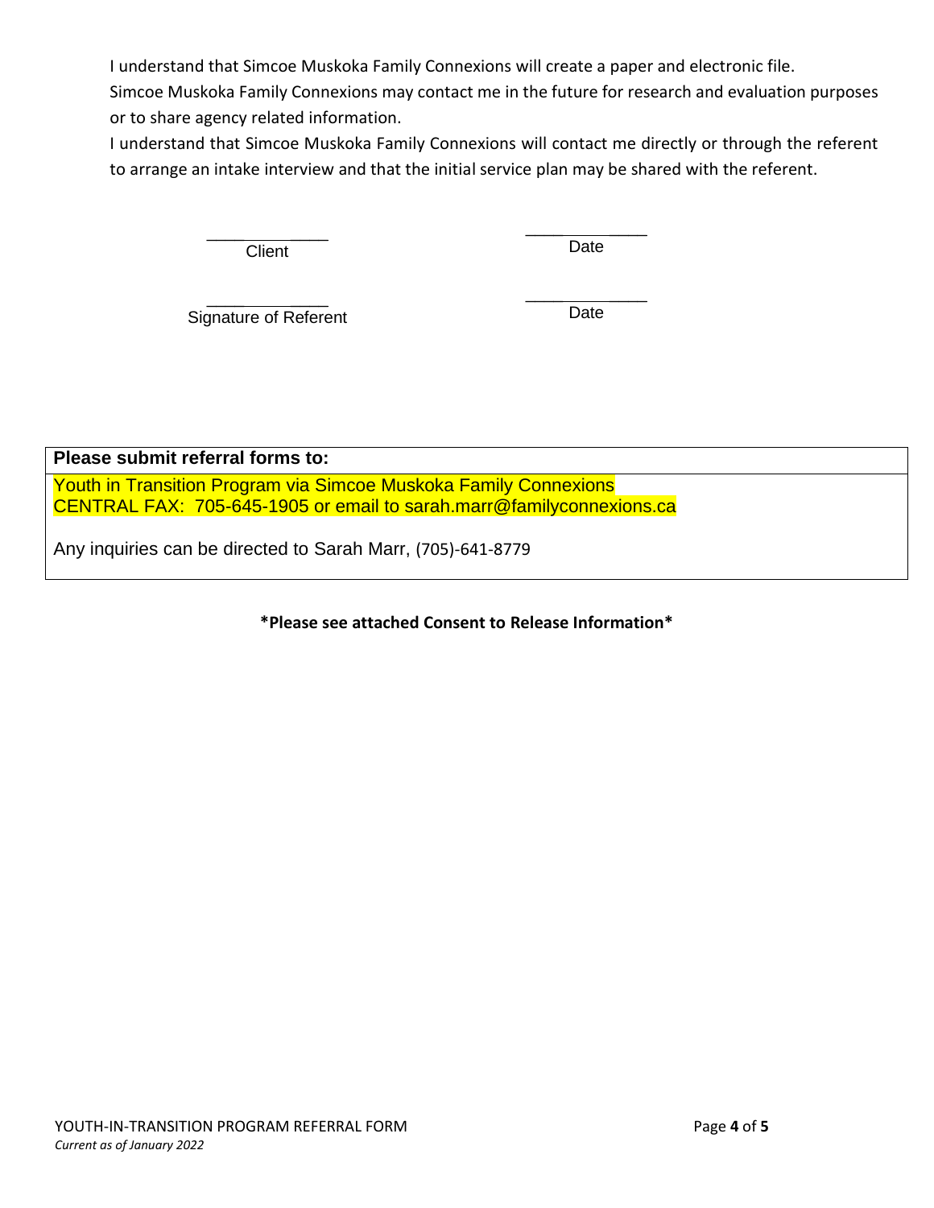I understand that Simcoe Muskoka Family Connexions will create a paper and electronic file.
Simcoe Muskoka Family Connexions may contact me in the future for research and evaluation purposes or to share agency related information.
I understand that Simcoe Muskoka Family Connexions will contact me directly or through the referent to arrange an intake interview and that the initial service plan may be shared with the referent.

| _____________ | _____________ |
|---|---|
| Client | Date |
| _____________ | _____________ |
| Signature of Referent | Date |

| **Please submit referral forms to:** |
|---|
| Youth in Transition Program via Simcoe Muskoka Family Connexions<br>CENTRAL FAX: 705-645-1905 or email to sarah.marr@familyconnexions.ca<br><br>Any inquiries can be directed to Sarah Marr, (705)-641-8779 |

**\*Please see attached Consent to Release Information\***

YOUTH-IN-TRANSITION PROGRAM REFERRAL FORM
*Current as of January 2022*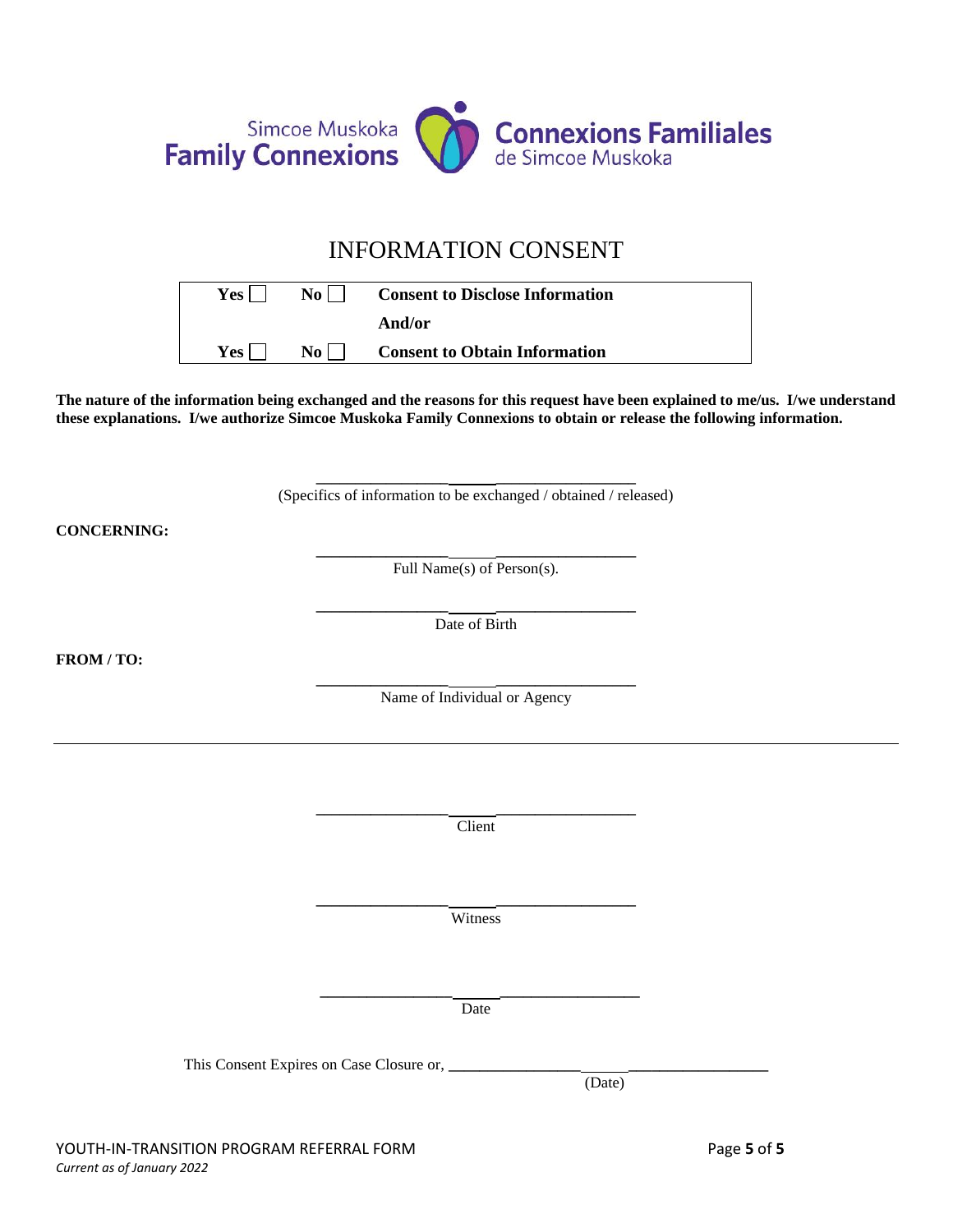Simcoe Muskoka **Family Connexions** | **Connexions Familiales** de Simcoe Muskoka

# INFORMATION CONSENT

| | | |
|---|---|---|
| **Yes** ☐ | **No** ☐ | **Consent to Disclose Information** |
| | | **And/or** |
| **Yes** ☐ | **No** ☐ | **Consent to Obtain Information** |

**The nature of the information being exchanged and the reasons for this request have been explained to me/us. I/we understand these explanations. I/we authorize Simcoe Muskoka Family Connexions to obtain or release the following information.**

____________________________________

(Specifics of information to be exchanged / obtained / released)

**CONCERNING:**

____________________________________

Full Name(s) of Person(s).

____________________________________

Date of Birth

**FROM / TO:**

____________________________________

Name of Individual or Agency

---

____________________________________

Client

____________________________________

Witness

____________________________________

Date

This Consent Expires on Case Closure or, ____________________________________

(Date)

YOUTH-IN-TRANSITION PROGRAM REFERRAL FORM

*Current as of January 2022*